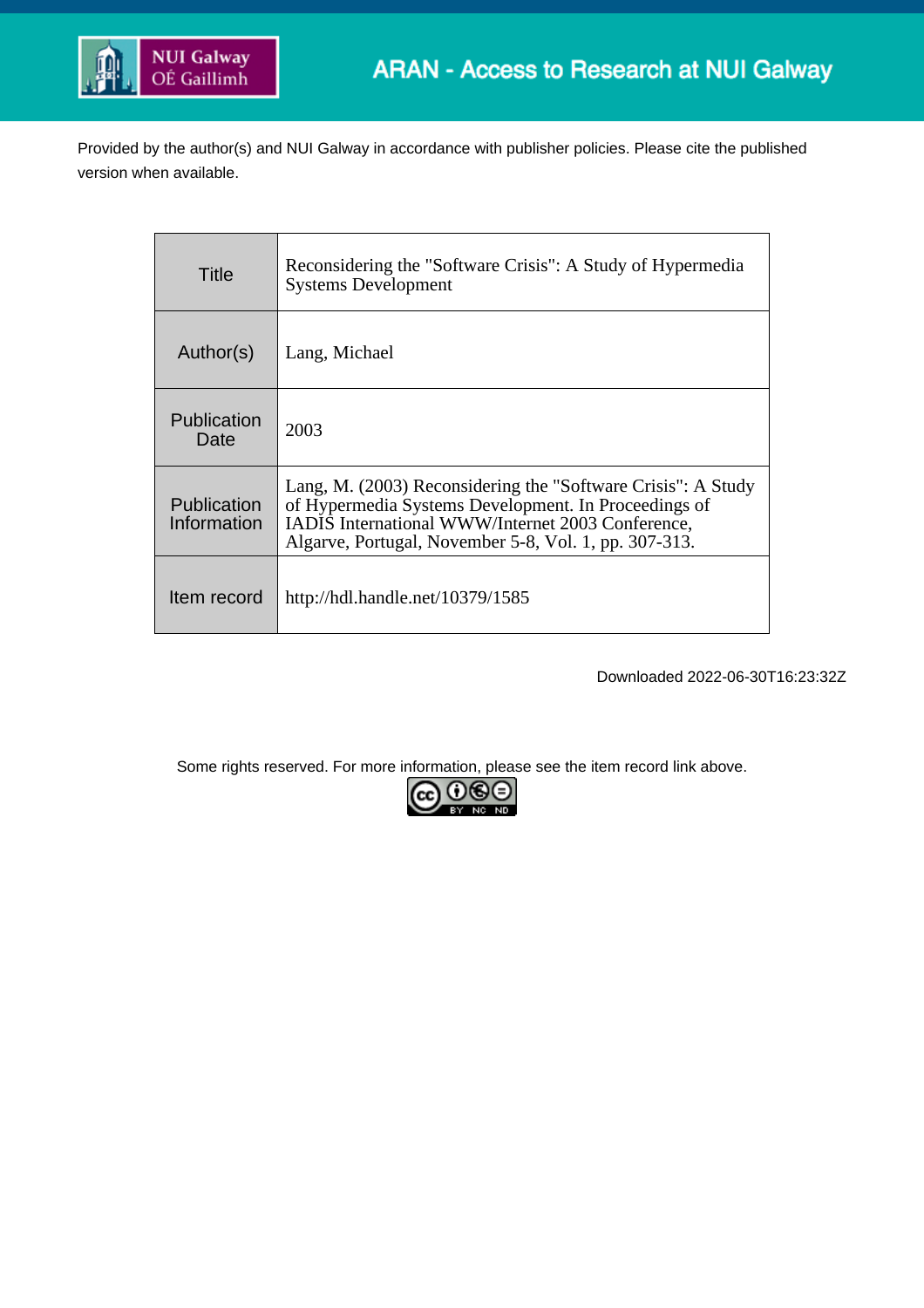ARAN - Access to Research at NUI Galway

Provided by the author(s) and NUI Galway in accordance with publisher policies. Please cite the published version when available.

| | |
|---|---|
| Title | Reconsidering the "Software Crisis": A Study of Hypermedia Systems Development |
| Author(s) | Lang, Michael |
| Publication Date | 2003 |
| Publication Information | Lang, M. (2003) Reconsidering the "Software Crisis": A Study of Hypermedia Systems Development. In Proceedings of IADIS International WWW/Internet 2003 Conference, Algarve, Portugal, November 5-8, Vol. 1, pp. 307-313. |
| Item record | http://hdl.handle.net/10379/1585 |

Downloaded 2022-06-30T16:23:32Z

Some rights reserved. For more information, please see the item record link above.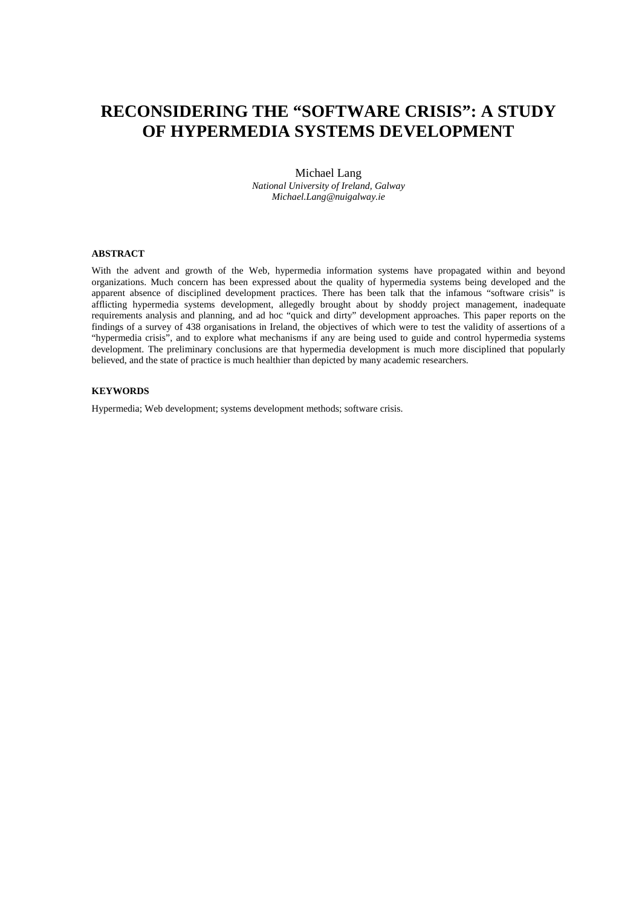# RECONSIDERING THE "SOFTWARE CRISIS": A STUDY OF HYPERMEDIA SYSTEMS DEVELOPMENT

Michael Lang
*National University of Ireland, Galway*
*Michael.Lang@nuigalway.ie*

### ABSTRACT

With the advent and growth of the Web, hypermedia information systems have propagated within and beyond organizations. Much concern has been expressed about the quality of hypermedia systems being developed and the apparent absence of disciplined development practices. There has been talk that the infamous "software crisis" is afflicting hypermedia systems development, allegedly brought about by shoddy project management, inadequate requirements analysis and planning, and ad hoc "quick and dirty" development approaches. This paper reports on the findings of a survey of 438 organisations in Ireland, the objectives of which were to test the validity of assertions of a "hypermedia crisis", and to explore what mechanisms if any are being used to guide and control hypermedia systems development. The preliminary conclusions are that hypermedia development is much more disciplined that popularly believed, and the state of practice is much healthier than depicted by many academic researchers.

### KEYWORDS

Hypermedia; Web development; systems development methods; software crisis.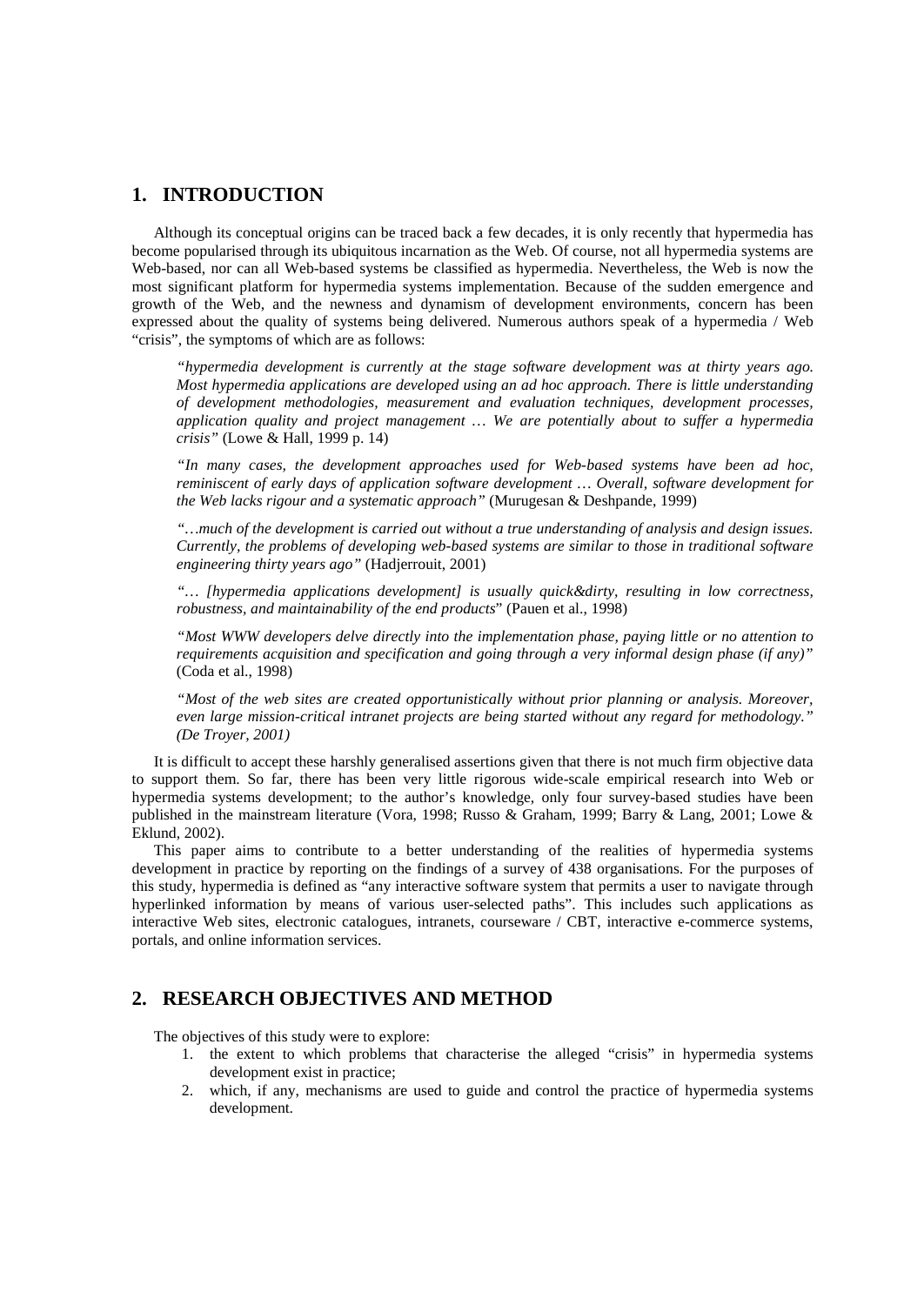## 1. INTRODUCTION

Although its conceptual origins can be traced back a few decades, it is only recently that hypermedia has become popularised through its ubiquitous incarnation as the Web. Of course, not all hypermedia systems are Web-based, nor can all Web-based systems be classified as hypermedia. Nevertheless, the Web is now the most significant platform for hypermedia systems implementation. Because of the sudden emergence and growth of the Web, and the newness and dynamism of development environments, concern has been expressed about the quality of systems being delivered. Numerous authors speak of a hypermedia / Web "crisis", the symptoms of which are as follows:

> *"hypermedia development is currently at the stage software development was at thirty years ago. Most hypermedia applications are developed using an ad hoc approach. There is little understanding of development methodologies, measurement and evaluation techniques, development processes, application quality and project management … We are potentially about to suffer a hypermedia crisis"* (Lowe & Hall, 1999 p. 14)

> *"In many cases, the development approaches used for Web-based systems have been ad hoc, reminiscent of early days of application software development … Overall, software development for the Web lacks rigour and a systematic approach"* (Murugesan & Deshpande, 1999)

> *"…much of the development is carried out without a true understanding of analysis and design issues. Currently, the problems of developing web-based systems are similar to those in traditional software engineering thirty years ago"* (Hadjerrouit, 2001)

> *"… [hypermedia applications development] is usually quick&dirty, resulting in low correctness, robustness, and maintainability of the end products*" (Pauen et al., 1998)

> *"Most WWW developers delve directly into the implementation phase, paying little or no attention to requirements acquisition and specification and going through a very informal design phase (if any)"* (Coda et al., 1998)

> *"Most of the web sites are created opportunistically without prior planning or analysis. Moreover, even large mission-critical intranet projects are being started without any regard for methodology." (De Troyer, 2001)*

It is difficult to accept these harshly generalised assertions given that there is not much firm objective data to support them. So far, there has been very little rigorous wide-scale empirical research into Web or hypermedia systems development; to the author's knowledge, only four survey-based studies have been published in the mainstream literature (Vora, 1998; Russo & Graham, 1999; Barry & Lang, 2001; Lowe & Eklund, 2002).

This paper aims to contribute to a better understanding of the realities of hypermedia systems development in practice by reporting on the findings of a survey of 438 organisations. For the purposes of this study, hypermedia is defined as "any interactive software system that permits a user to navigate through hyperlinked information by means of various user-selected paths". This includes such applications as interactive Web sites, electronic catalogues, intranets, courseware / CBT, interactive e-commerce systems, portals, and online information services.

## 2. RESEARCH OBJECTIVES AND METHOD

The objectives of this study were to explore:

1. the extent to which problems that characterise the alleged "crisis" in hypermedia systems development exist in practice;
2. which, if any, mechanisms are used to guide and control the practice of hypermedia systems development.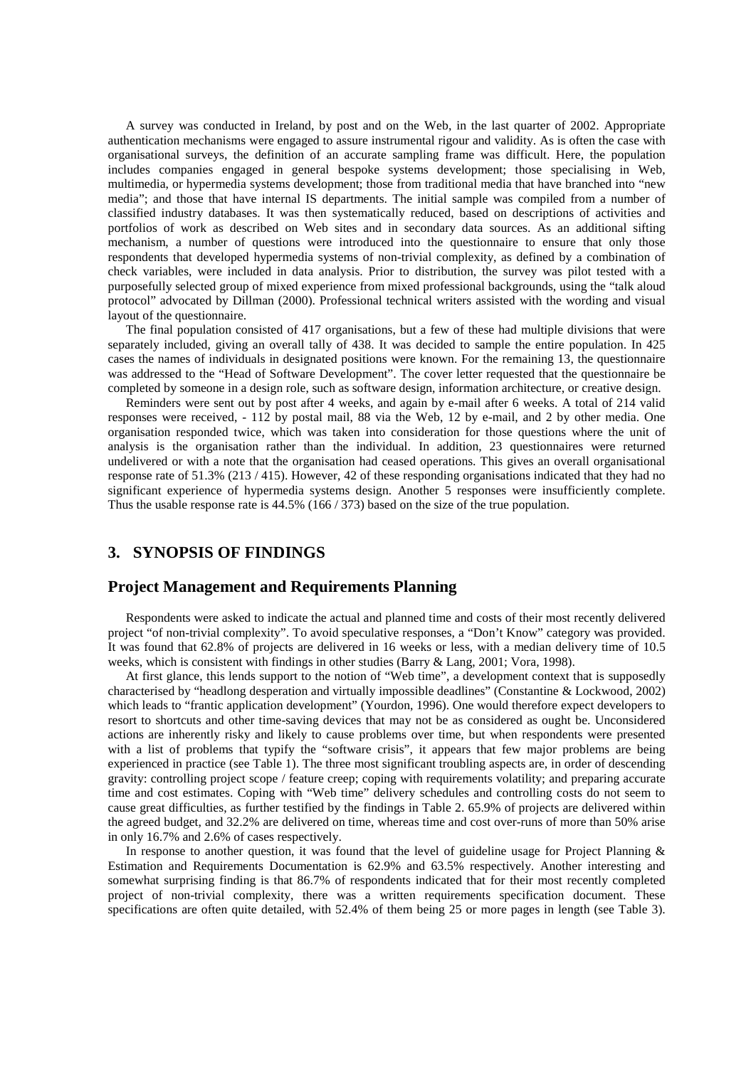A survey was conducted in Ireland, by post and on the Web, in the last quarter of 2002. Appropriate authentication mechanisms were engaged to assure instrumental rigour and validity. As is often the case with organisational surveys, the definition of an accurate sampling frame was difficult. Here, the population includes companies engaged in general bespoke systems development; those specialising in Web, multimedia, or hypermedia systems development; those from traditional media that have branched into "new media"; and those that have internal IS departments. The initial sample was compiled from a number of classified industry databases. It was then systematically reduced, based on descriptions of activities and portfolios of work as described on Web sites and in secondary data sources. As an additional sifting mechanism, a number of questions were introduced into the questionnaire to ensure that only those respondents that developed hypermedia systems of non-trivial complexity, as defined by a combination of check variables, were included in data analysis. Prior to distribution, the survey was pilot tested with a purposefully selected group of mixed experience from mixed professional backgrounds, using the "talk aloud protocol" advocated by Dillman (2000). Professional technical writers assisted with the wording and visual layout of the questionnaire.

The final population consisted of 417 organisations, but a few of these had multiple divisions that were separately included, giving an overall tally of 438. It was decided to sample the entire population. In 425 cases the names of individuals in designated positions were known. For the remaining 13, the questionnaire was addressed to the "Head of Software Development". The cover letter requested that the questionnaire be completed by someone in a design role, such as software design, information architecture, or creative design.

Reminders were sent out by post after 4 weeks, and again by e-mail after 6 weeks. A total of 214 valid responses were received, - 112 by postal mail, 88 via the Web, 12 by e-mail, and 2 by other media. One organisation responded twice, which was taken into consideration for those questions where the unit of analysis is the organisation rather than the individual. In addition, 23 questionnaires were returned undelivered or with a note that the organisation had ceased operations. This gives an overall organisational response rate of 51.3% (213 / 415). However, 42 of these responding organisations indicated that they had no significant experience of hypermedia systems design. Another 5 responses were insufficiently complete. Thus the usable response rate is 44.5% (166 / 373) based on the size of the true population.

# 3. SYNOPSIS OF FINDINGS

## Project Management and Requirements Planning

Respondents were asked to indicate the actual and planned time and costs of their most recently delivered project "of non-trivial complexity". To avoid speculative responses, a "Don't Know" category was provided. It was found that 62.8% of projects are delivered in 16 weeks or less, with a median delivery time of 10.5 weeks, which is consistent with findings in other studies (Barry & Lang, 2001; Vora, 1998).

At first glance, this lends support to the notion of "Web time", a development context that is supposedly characterised by "headlong desperation and virtually impossible deadlines" (Constantine & Lockwood, 2002) which leads to "frantic application development" (Yourdon, 1996). One would therefore expect developers to resort to shortcuts and other time-saving devices that may not be as considered as ought be. Unconsidered actions are inherently risky and likely to cause problems over time, but when respondents were presented with a list of problems that typify the "software crisis", it appears that few major problems are being experienced in practice (see Table 1). The three most significant troubling aspects are, in order of descending gravity: controlling project scope / feature creep; coping with requirements volatility; and preparing accurate time and cost estimates. Coping with "Web time" delivery schedules and controlling costs do not seem to cause great difficulties, as further testified by the findings in Table 2. 65.9% of projects are delivered within the agreed budget, and 32.2% are delivered on time, whereas time and cost over-runs of more than 50% arise in only 16.7% and 2.6% of cases respectively.

In response to another question, it was found that the level of guideline usage for Project Planning & Estimation and Requirements Documentation is 62.9% and 63.5% respectively. Another interesting and somewhat surprising finding is that 86.7% of respondents indicated that for their most recently completed project of non-trivial complexity, there was a written requirements specification document. These specifications are often quite detailed, with 52.4% of them being 25 or more pages in length (see Table 3).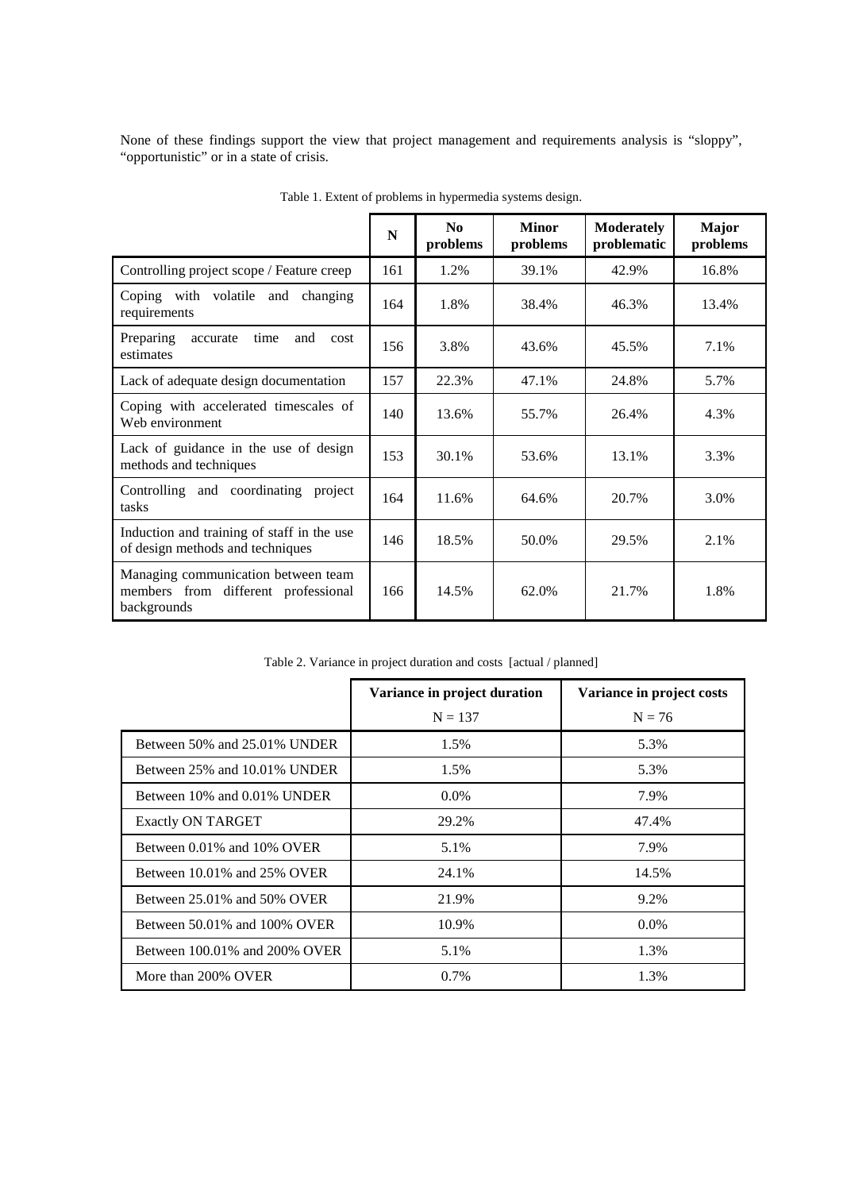None of these findings support the view that project management and requirements analysis is "sloppy", "opportunistic" or in a state of crisis.

Table 1. Extent of problems in hypermedia systems design.

| | N | No problems | Minor problems | Moderately problematic | Major problems |
|---|---|---|---|---|---|
| Controlling project scope / Feature creep | 161 | 1.2% | 39.1% | 42.9% | 16.8% |
| Coping with volatile and changing requirements | 164 | 1.8% | 38.4% | 46.3% | 13.4% |
| Preparing accurate time and cost estimates | 156 | 3.8% | 43.6% | 45.5% | 7.1% |
| Lack of adequate design documentation | 157 | 22.3% | 47.1% | 24.8% | 5.7% |
| Coping with accelerated timescales of Web environment | 140 | 13.6% | 55.7% | 26.4% | 4.3% |
| Lack of guidance in the use of design methods and techniques | 153 | 30.1% | 53.6% | 13.1% | 3.3% |
| Controlling and coordinating project tasks | 164 | 11.6% | 64.6% | 20.7% | 3.0% |
| Induction and training of staff in the use of design methods and techniques | 146 | 18.5% | 50.0% | 29.5% | 2.1% |
| Managing communication between team members from different professional backgrounds | 166 | 14.5% | 62.0% | 21.7% | 1.8% |

Table 2. Variance in project duration and costs [actual / planned]

| | Variance in project duration N = 137 | Variance in project costs N = 76 |
|---|---|---|
| Between 50% and 25.01% UNDER | 1.5% | 5.3% |
| Between 25% and 10.01% UNDER | 1.5% | 5.3% |
| Between 10% and 0.01% UNDER | 0.0% | 7.9% |
| Exactly ON TARGET | 29.2% | 47.4% |
| Between 0.01% and 10% OVER | 5.1% | 7.9% |
| Between 10.01% and 25% OVER | 24.1% | 14.5% |
| Between 25.01% and 50% OVER | 21.9% | 9.2% |
| Between 50.01% and 100% OVER | 10.9% | 0.0% |
| Between 100.01% and 200% OVER | 5.1% | 1.3% |
| More than 200% OVER | 0.7% | 1.3% |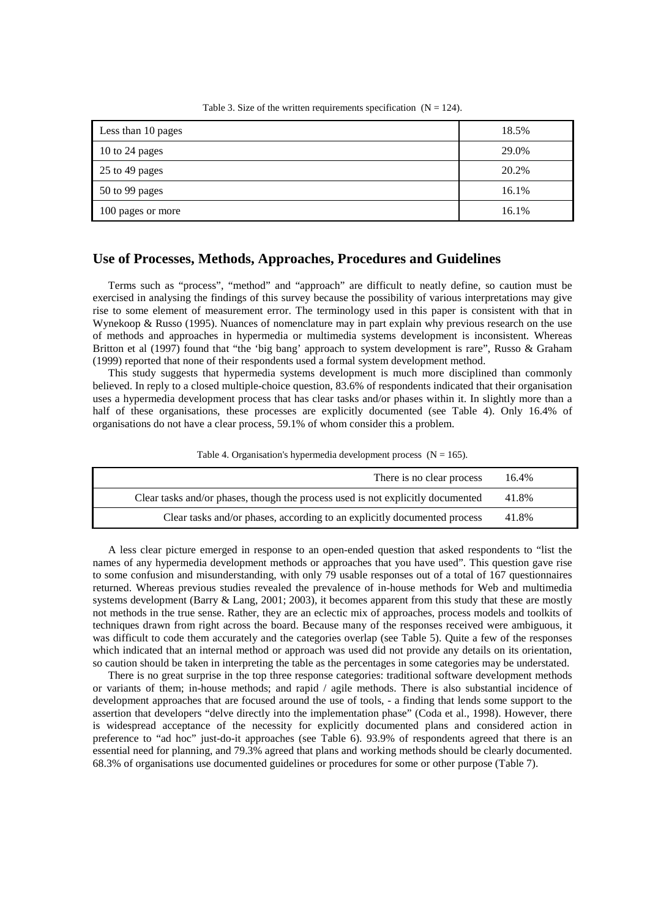Table 3. Size of the written requirements specification (N = 124).

| Size | Percentage |
| --- | --- |
| Less than 10 pages | 18.5% |
| 10 to 24 pages | 29.0% |
| 25 to 49 pages | 20.2% |
| 50 to 99 pages | 16.1% |
| 100 pages or more | 16.1% |

## Use of Processes, Methods, Approaches, Procedures and Guidelines

Terms such as "process", "method" and "approach" are difficult to neatly define, so caution must be exercised in analysing the findings of this survey because the possibility of various interpretations may give rise to some element of measurement error. The terminology used in this paper is consistent with that in Wynekoop & Russo (1995). Nuances of nomenclature may in part explain why previous research on the use of methods and approaches in hypermedia or multimedia systems development is inconsistent. Whereas Britton et al (1997) found that "the 'big bang' approach to system development is rare", Russo & Graham (1999) reported that none of their respondents used a formal system development method.

This study suggests that hypermedia systems development is much more disciplined than commonly believed. In reply to a closed multiple-choice question, 83.6% of respondents indicated that their organisation uses a hypermedia development process that has clear tasks and/or phases within it. In slightly more than a half of these organisations, these processes are explicitly documented (see Table 4). Only 16.4% of organisations do not have a clear process, 59.1% of whom consider this a problem.

Table 4. Organisation's hypermedia development process (N = 165).

| Process | Percentage |
| --- | --- |
| There is no clear process | 16.4% |
| Clear tasks and/or phases, though the process used is not explicitly documented | 41.8% |
| Clear tasks and/or phases, according to an explicitly documented process | 41.8% |

A less clear picture emerged in response to an open-ended question that asked respondents to "list the names of any hypermedia development methods or approaches that you have used". This question gave rise to some confusion and misunderstanding, with only 79 usable responses out of a total of 167 questionnaires returned. Whereas previous studies revealed the prevalence of in-house methods for Web and multimedia systems development (Barry & Lang, 2001; 2003), it becomes apparent from this study that these are mostly not methods in the true sense. Rather, they are an eclectic mix of approaches, process models and toolkits of techniques drawn from right across the board. Because many of the responses received were ambiguous, it was difficult to code them accurately and the categories overlap (see Table 5). Quite a few of the responses which indicated that an internal method or approach was used did not provide any details on its orientation, so caution should be taken in interpreting the table as the percentages in some categories may be understated.

There is no great surprise in the top three response categories: traditional software development methods or variants of them; in-house methods; and rapid / agile methods. There is also substantial incidence of development approaches that are focused around the use of tools, - a finding that lends some support to the assertion that developers "delve directly into the implementation phase" (Coda et al., 1998). However, there is widespread acceptance of the necessity for explicitly documented plans and considered action in preference to "ad hoc" just-do-it approaches (see Table 6). 93.9% of respondents agreed that there is an essential need for planning, and 79.3% agreed that plans and working methods should be clearly documented. 68.3% of organisations use documented guidelines or procedures for some or other purpose (Table 7).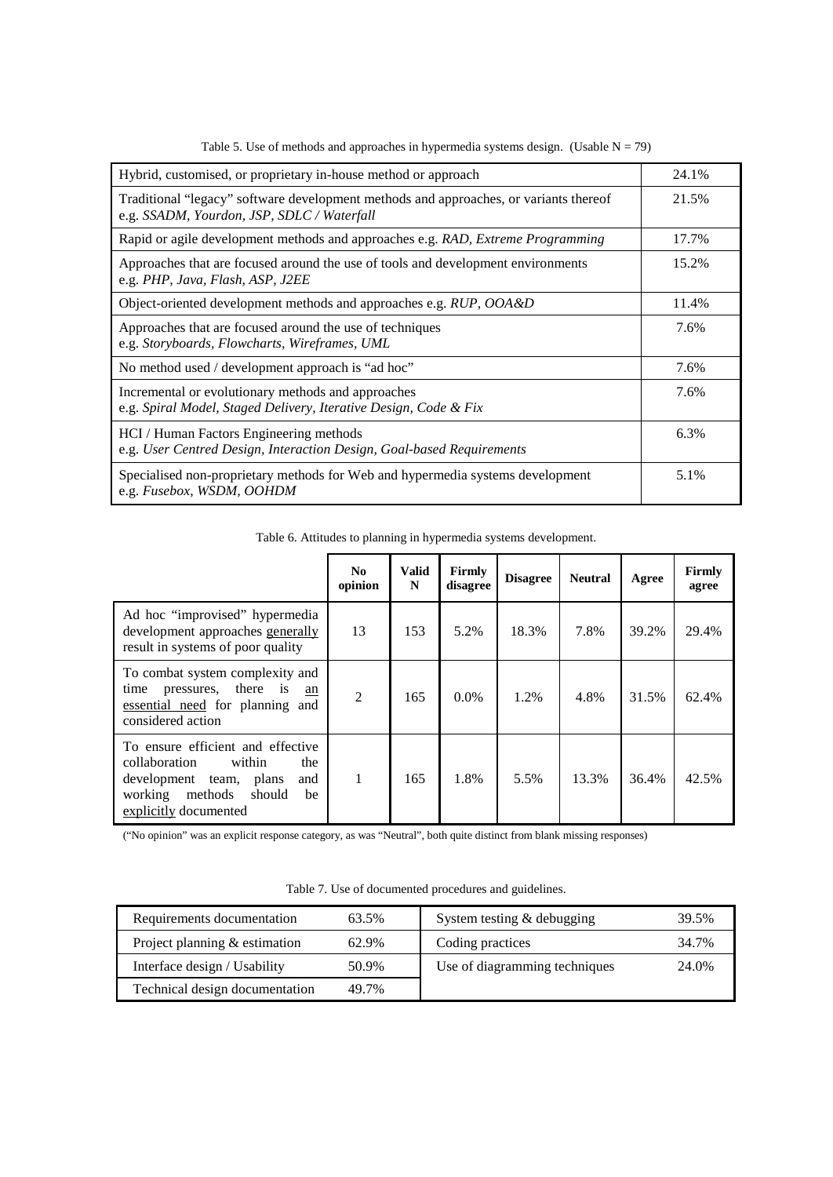Table 5. Use of methods and approaches in hypermedia systems design. (Usable N = 79)

| Method or approach | % |
|---|---|
| Hybrid, customised, or proprietary in-house method or approach | 24.1% |
| Traditional "legacy" software development methods and approaches, or variants thereof e.g. *SSADM, Yourdon, JSP, SDLC / Waterfall* | 21.5% |
| Rapid or agile development methods and approaches e.g. *RAD, Extreme Programming* | 17.7% |
| Approaches that are focused around the use of tools and development environments e.g. *PHP, Java, Flash, ASP, J2EE* | 15.2% |
| Object-oriented development methods and approaches e.g. *RUP, OOA&D* | 11.4% |
| Approaches that are focused around the use of techniques e.g. *Storyboards, Flowcharts, Wireframes, UML* | 7.6% |
| No method used / development approach is "ad hoc" | 7.6% |
| Incremental or evolutionary methods and approaches e.g. *Spiral Model, Staged Delivery, Iterative Design, Code & Fix* | 7.6% |
| HCI / Human Factors Engineering methods e.g. *User Centred Design, Interaction Design, Goal-based Requirements* | 6.3% |
| Specialised non-proprietary methods for Web and hypermedia systems development e.g. *Fusebox, WSDM, OOHDM* | 5.1% |

Table 6. Attitudes to planning in hypermedia systems development.

| | **No opinion** | **Valid N** | **Firmly disagree** | **Disagree** | **Neutral** | **Agree** | **Firmly agree** |
|---|---|---|---|---|---|---|---|
| Ad hoc "improvised" hypermedia development approaches generally result in systems of poor quality | 13 | 153 | 5.2% | 18.3% | 7.8% | 39.2% | 29.4% |
| To combat system complexity and time pressures, there is an essential need for planning and considered action | 2 | 165 | 0.0% | 1.2% | 4.8% | 31.5% | 62.4% |
| To ensure efficient and effective collaboration within the development team, plans and working methods should be explicitly documented | 1 | 165 | 1.8% | 5.5% | 13.3% | 36.4% | 42.5% |

("No opinion" was an explicit response category, as was "Neutral", both quite distinct from blank missing responses)

Table 7. Use of documented procedures and guidelines.

| Procedure / guideline | % | Procedure / guideline | % |
|---|---|---|---|
| Requirements documentation | 63.5% | System testing & debugging | 39.5% |
| Project planning & estimation | 62.9% | Coding practices | 34.7% |
| Interface design / Usability | 50.9% | Use of diagramming techniques | 24.0% |
| Technical design documentation | 49.7% | | |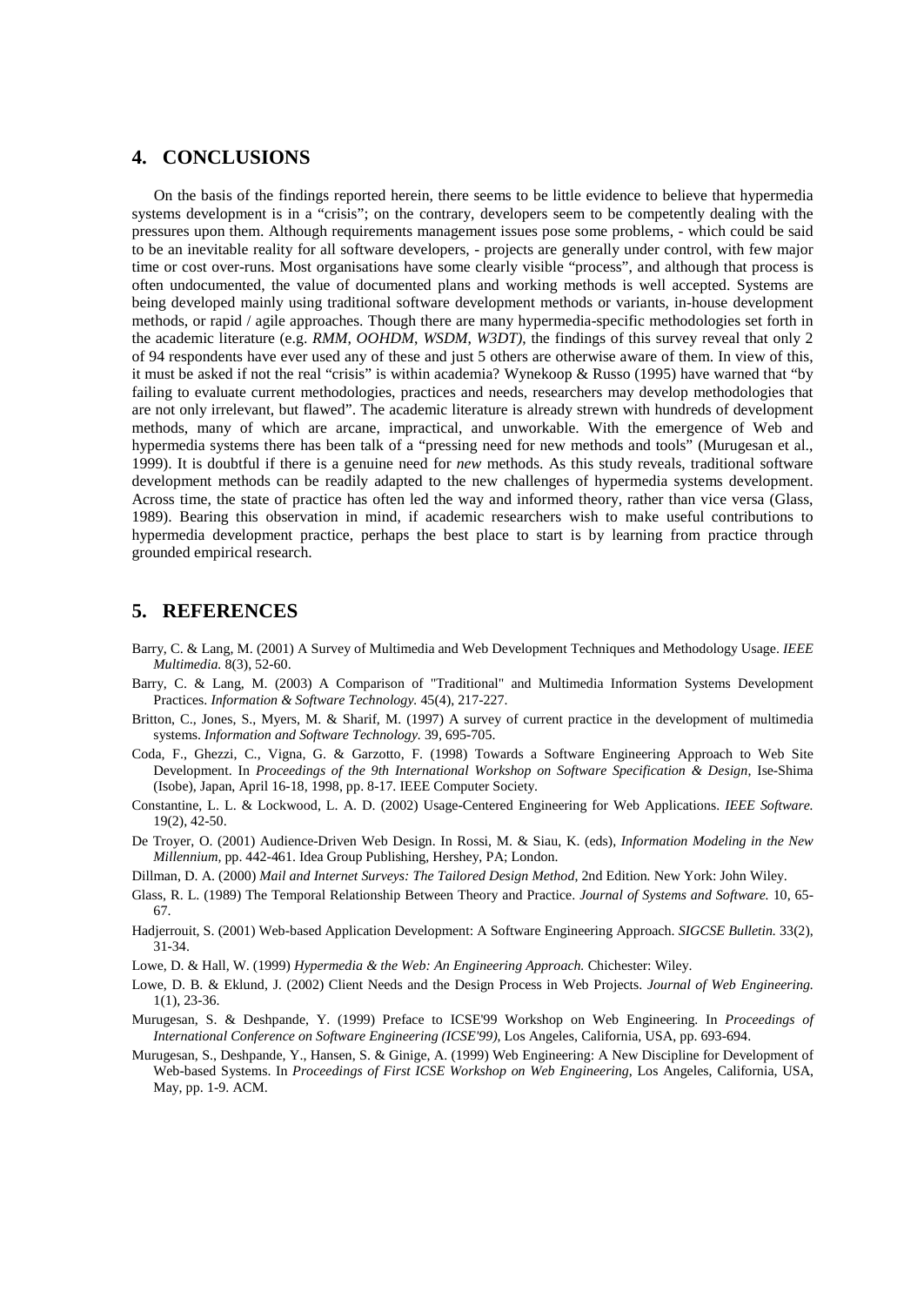## 4. CONCLUSIONS

On the basis of the findings reported herein, there seems to be little evidence to believe that hypermedia systems development is in a "crisis"; on the contrary, developers seem to be competently dealing with the pressures upon them. Although requirements management issues pose some problems, - which could be said to be an inevitable reality for all software developers, - projects are generally under control, with few major time or cost over-runs. Most organisations have some clearly visible "process", and although that process is often undocumented, the value of documented plans and working methods is well accepted. Systems are being developed mainly using traditional software development methods or variants, in-house development methods, or rapid / agile approaches. Though there are many hypermedia-specific methodologies set forth in the academic literature (e.g. *RMM*, *OOHDM*, *WSDM*, *W3DT)*, the findings of this survey reveal that only 2 of 94 respondents have ever used any of these and just 5 others are otherwise aware of them. In view of this, it must be asked if not the real "crisis" is within academia? Wynekoop & Russo (1995) have warned that "by failing to evaluate current methodologies, practices and needs, researchers may develop methodologies that are not only irrelevant, but flawed". The academic literature is already strewn with hundreds of development methods, many of which are arcane, impractical, and unworkable. With the emergence of Web and hypermedia systems there has been talk of a "pressing need for new methods and tools" (Murugesan et al., 1999). It is doubtful if there is a genuine need for *new* methods. As this study reveals, traditional software development methods can be readily adapted to the new challenges of hypermedia systems development. Across time, the state of practice has often led the way and informed theory, rather than vice versa (Glass, 1989). Bearing this observation in mind, if academic researchers wish to make useful contributions to hypermedia development practice, perhaps the best place to start is by learning from practice through grounded empirical research.

## 5. REFERENCES

Barry, C. & Lang, M. (2001) A Survey of Multimedia and Web Development Techniques and Methodology Usage. *IEEE Multimedia.* 8(3), 52-60.

Barry, C. & Lang, M. (2003) A Comparison of "Traditional" and Multimedia Information Systems Development Practices. *Information & Software Technology.* 45(4), 217-227.

Britton, C., Jones, S., Myers, M. & Sharif, M. (1997) A survey of current practice in the development of multimedia systems. *Information and Software Technology.* 39, 695-705.

Coda, F., Ghezzi, C., Vigna, G. & Garzotto, F. (1998) Towards a Software Engineering Approach to Web Site Development. In *Proceedings of the 9th International Workshop on Software Specification & Design*, Ise-Shima (Isobe), Japan, April 16-18, 1998, pp. 8-17. IEEE Computer Society.

Constantine, L. L. & Lockwood, L. A. D. (2002) Usage-Centered Engineering for Web Applications. *IEEE Software.* 19(2), 42-50.

De Troyer, O. (2001) Audience-Driven Web Design. In Rossi, M. & Siau, K. (eds), *Information Modeling in the New Millennium,* pp. 442-461. Idea Group Publishing, Hershey, PA; London.

Dillman, D. A. (2000) *Mail and Internet Surveys: The Tailored Design Method*, 2nd Edition. New York: John Wiley.

Glass, R. L. (1989) The Temporal Relationship Between Theory and Practice. *Journal of Systems and Software.* 10, 65-67.

Hadjerrouit, S. (2001) Web-based Application Development: A Software Engineering Approach. *SIGCSE Bulletin.* 33(2), 31-34.

Lowe, D. & Hall, W. (1999) *Hypermedia & the Web: An Engineering Approach.* Chichester: Wiley.

Lowe, D. B. & Eklund, J. (2002) Client Needs and the Design Process in Web Projects. *Journal of Web Engineering.* 1(1), 23-36.

Murugesan, S. & Deshpande, Y. (1999) Preface to ICSE'99 Workshop on Web Engineering. In *Proceedings of International Conference on Software Engineering (ICSE'99),* Los Angeles, California, USA, pp. 693-694.

Murugesan, S., Deshpande, Y., Hansen, S. & Ginige, A. (1999) Web Engineering: A New Discipline for Development of Web-based Systems. In *Proceedings of First ICSE Workshop on Web Engineering,* Los Angeles, California, USA, May, pp. 1-9. ACM.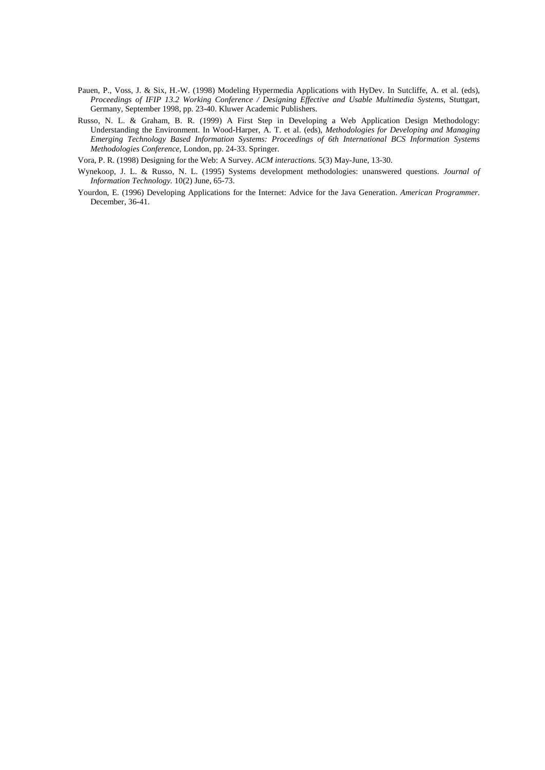Pauen, P., Voss, J. & Six, H.-W. (1998) Modeling Hypermedia Applications with HyDev. In Sutcliffe, A. et al. (eds), *Proceedings of IFIP 13.2 Working Conference / Designing Effective and Usable Multimedia Systems*, Stuttgart, Germany, September 1998, pp. 23-40. Kluwer Academic Publishers.

Russo, N. L. & Graham, B. R. (1999) A First Step in Developing a Web Application Design Methodology: Understanding the Environment. In Wood-Harper, A. T. et al. (eds), *Methodologies for Developing and Managing Emerging Technology Based Information Systems: Proceedings of 6th International BCS Information Systems Methodologies Conference*, London, pp. 24-33. Springer.

Vora, P. R. (1998) Designing for the Web: A Survey. *ACM interactions.* 5(3) May-June, 13-30.

Wynekoop, J. L. & Russo, N. L. (1995) Systems development methodologies: unanswered questions. *Journal of Information Technology.* 10(2) June, 65-73.

Yourdon, E. (1996) Developing Applications for the Internet: Advice for the Java Generation. *American Programmer.* December, 36-41.